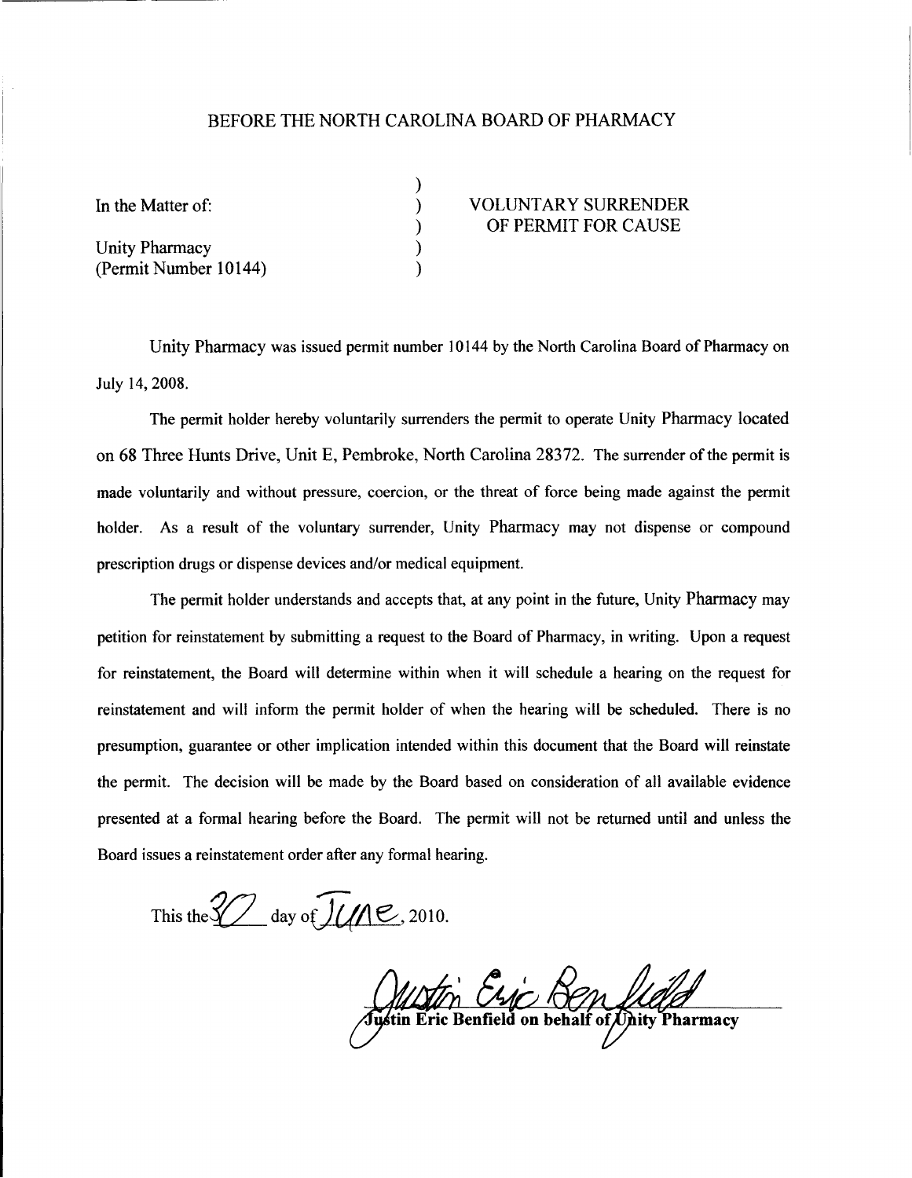# BEFORE THE NORTH CAROLINA BOARD OF PHARMACY

| | | |
|---|---|---|
| In the Matter of: | ) | VOLUNTARY SURRENDER |
| | ) | OF PERMIT FOR CAUSE |
| Unity Pharmacy | ) | |
| (Permit Number 10144) | ) | |

Unity Pharmacy was issued permit number 10144 by the North Carolina Board of Pharmacy on July 14, 2008.

The permit holder hereby voluntarily surrenders the permit to operate Unity Pharmacy located on 68 Three Hunts Drive, Unit E, Pembroke, North Carolina 28372. The surrender of the permit is made voluntarily and without pressure, coercion, or the threat of force being made against the permit holder. As a result of the voluntary surrender, Unity Pharmacy may not dispense or compound prescription drugs or dispense devices and/or medical equipment.

The permit holder understands and accepts that, at any point in the future, Unity Pharmacy may petition for reinstatement by submitting a request to the Board of Pharmacy, in writing. Upon a request for reinstatement, the Board will determine within when it will schedule a hearing on the request for reinstatement and will inform the permit holder of when the hearing will be scheduled. There is no presumption, guarantee or other implication intended within this document that the Board will reinstate the permit. The decision will be made by the Board based on consideration of all available evidence presented at a formal hearing before the Board. The permit will not be returned until and unless the Board issues a reinstatement order after any formal hearing.

This the 30 day of June, 2010.

Justin Eric Benfield

**Justin Eric Benfield on behalf of Unity Pharmacy**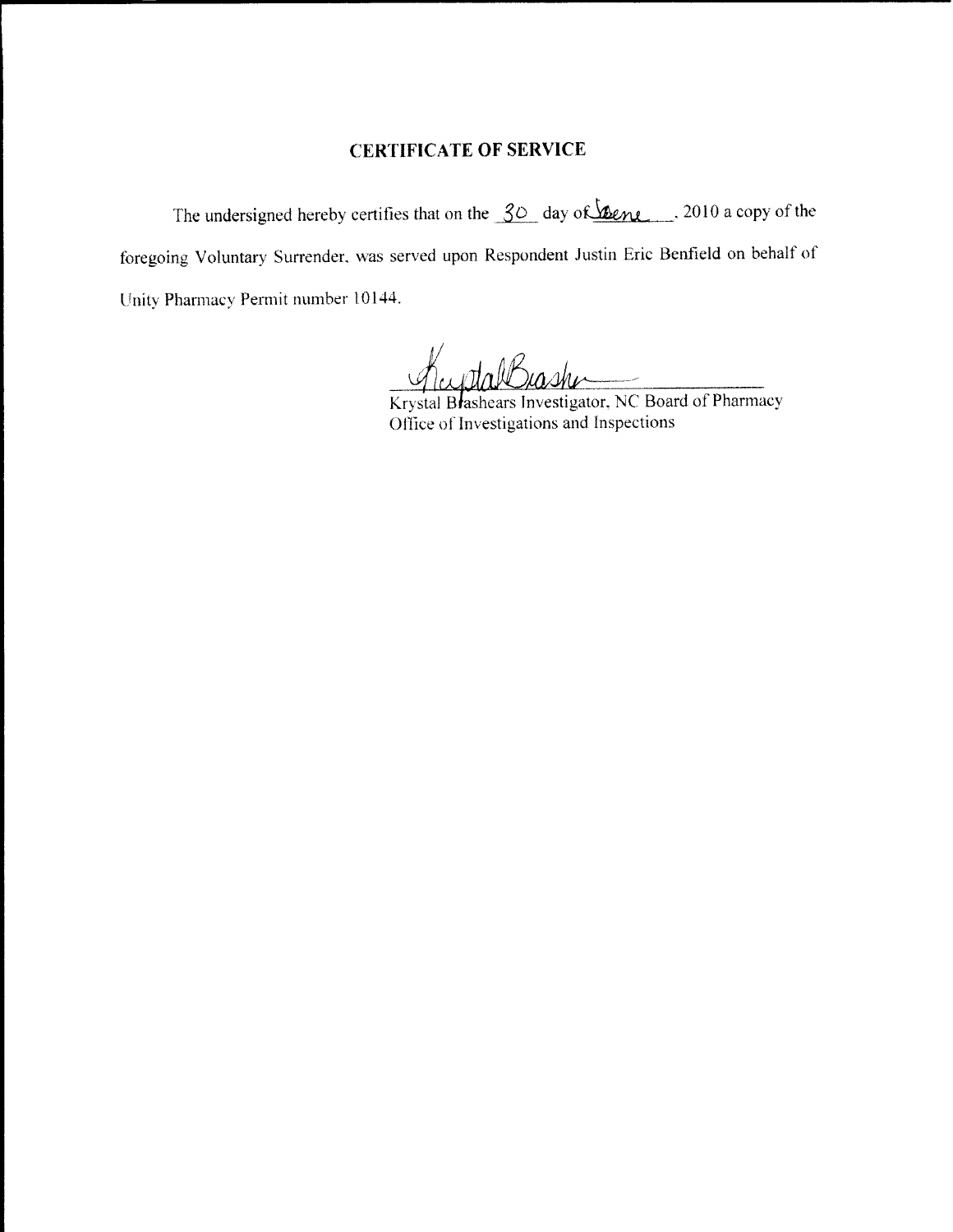# CERTIFICATE OF SERVICE

The undersigned hereby certifies that on the 30 day of June, 2010 a copy of the foregoing Voluntary Surrender, was served upon Respondent Justin Eric Benfield on behalf of Unity Pharmacy Permit number 10144.

Krystal Brashears Investigator, NC Board of Pharmacy
Office of Investigations and Inspections